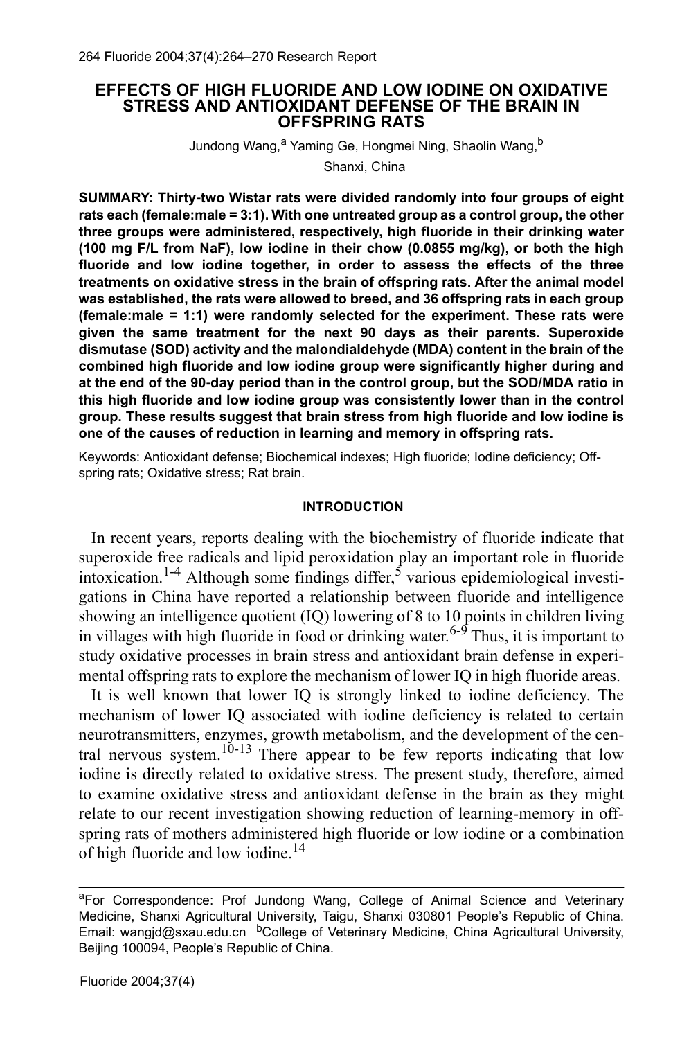# EFFECTS OF HIGH FLUORIDE AND LOW IODINE ON OXIDATIVE STRESS AND ANTIOXIDANT DEFENSE OF THE BRAIN IN OFFSPRING RATS

Jundong Wang,[a] Yaming Ge, Hongmei Ning, Shaolin Wang,[b]

Shanxi, China

**SUMMARY: Thirty-two Wistar rats were divided randomly into four groups of eight rats each (female:male = 3:1). With one untreated group as a control group, the other three groups were administered, respectively, high fluoride in their drinking water (100 mg F/L from NaF), low iodine in their chow (0.0855 mg/kg), or both the high fluoride and low iodine together, in order to assess the effects of the three treatments on oxidative stress in the brain of offspring rats. After the animal model was established, the rats were allowed to breed, and 36 offspring rats in each group (female:male = 1:1) were randomly selected for the experiment. These rats were given the same treatment for the next 90 days as their parents. Superoxide dismutase (SOD) activity and the malondialdehyde (MDA) content in the brain of the combined high fluoride and low iodine group were significantly higher during and at the end of the 90-day period than in the control group, but the SOD/MDA ratio in this high fluoride and low iodine group was consistently lower than in the control group. These results suggest that brain stress from high fluoride and low iodine is one of the causes of reduction in learning and memory in offspring rats.**

Keywords: Antioxidant defense; Biochemical indexes; High fluoride; Iodine deficiency; Offspring rats; Oxidative stress; Rat brain.

## INTRODUCTION

In recent years, reports dealing with the biochemistry of fluoride indicate that superoxide free radicals and lipid peroxidation play an important role in fluoride intoxication.[1-4] Although some findings differ,[5] various epidemiological investigations in China have reported a relationship between fluoride and intelligence showing an intelligence quotient (IQ) lowering of 8 to 10 points in children living in villages with high fluoride in food or drinking water.[6-9] Thus, it is important to study oxidative processes in brain stress and antioxidant brain defense in experimental offspring rats to explore the mechanism of lower IQ in high fluoride areas.

It is well known that lower IQ is strongly linked to iodine deficiency. The mechanism of lower IQ associated with iodine deficiency is related to certain neurotransmitters, enzymes, growth metabolism, and the development of the central nervous system.[10-13] There appear to be few reports indicating that low iodine is directly related to oxidative stress. The present study, therefore, aimed to examine oxidative stress and antioxidant defense in the brain as they might relate to our recent investigation showing reduction of learning-memory in offspring rats of mothers administered high fluoride or low iodine or a combination of high fluoride and low iodine.[14]

---

[a]For Correspondence: Prof Jundong Wang, College of Animal Science and Veterinary Medicine, Shanxi Agricultural University, Taigu, Shanxi 030801 People's Republic of China. Email: wangjd@sxau.edu.cn [b]College of Veterinary Medicine, China Agricultural University, Beijing 100094, People's Republic of China.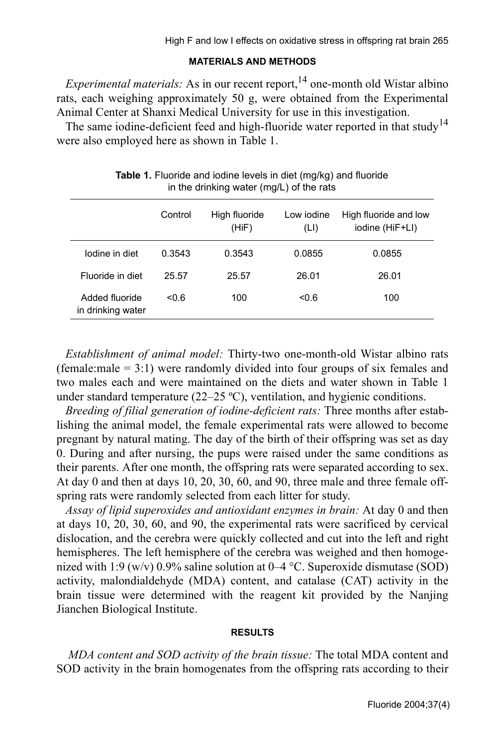## MATERIALS AND METHODS

*Experimental materials:* As in our recent report,[14] one-month old Wistar albino rats, each weighing approximately 50 g, were obtained from the Experimental Animal Center at Shanxi Medical University for use in this investigation.

The same iodine-deficient feed and high-fluoride water reported in that study[14] were also employed here as shown in Table 1.

**Table 1.** Fluoride and iodine levels in diet (mg/kg) and fluoride in the drinking water (mg/L) of the rats

| | Control | High fluoride (HiF) | Low iodine (LI) | High fluoride and low iodine (HiF+LI) |
|---|---|---|---|---|
| Iodine in diet | 0.3543 | 0.3543 | 0.0855 | 0.0855 |
| Fluoride in diet | 25.57 | 25.57 | 26.01 | 26.01 |
| Added fluoride in drinking water | <0.6 | 100 | <0.6 | 100 |

*Establishment of animal model:* Thirty-two one-month-old Wistar albino rats (female:male = 3:1) were randomly divided into four groups of six females and two males each and were maintained on the diets and water shown in Table 1 under standard temperature (22–25 ºC), ventilation, and hygienic conditions.

*Breeding of filial generation of iodine-deficient rats:* Three months after establishing the animal model, the female experimental rats were allowed to become pregnant by natural mating. The day of the birth of their offspring was set as day 0. During and after nursing, the pups were raised under the same conditions as their parents. After one month, the offspring rats were separated according to sex. At day 0 and then at days 10, 20, 30, 60, and 90, three male and three female offspring rats were randomly selected from each litter for study.

*Assay of lipid superoxides and antioxidant enzymes in brain:* At day 0 and then at days 10, 20, 30, 60, and 90, the experimental rats were sacrificed by cervical dislocation, and the cerebra were quickly collected and cut into the left and right hemispheres. The left hemisphere of the cerebra was weighed and then homogenized with 1:9 (w/v) 0.9% saline solution at 0–4 °C. Superoxide dismutase (SOD) activity, malondialdehyde (MDA) content, and catalase (CAT) activity in the brain tissue were determined with the reagent kit provided by the Nanjing Jianchen Biological Institute.

## RESULTS

*MDA content and SOD activity of the brain tissue:* The total MDA content and SOD activity in the brain homogenates from the offspring rats according to their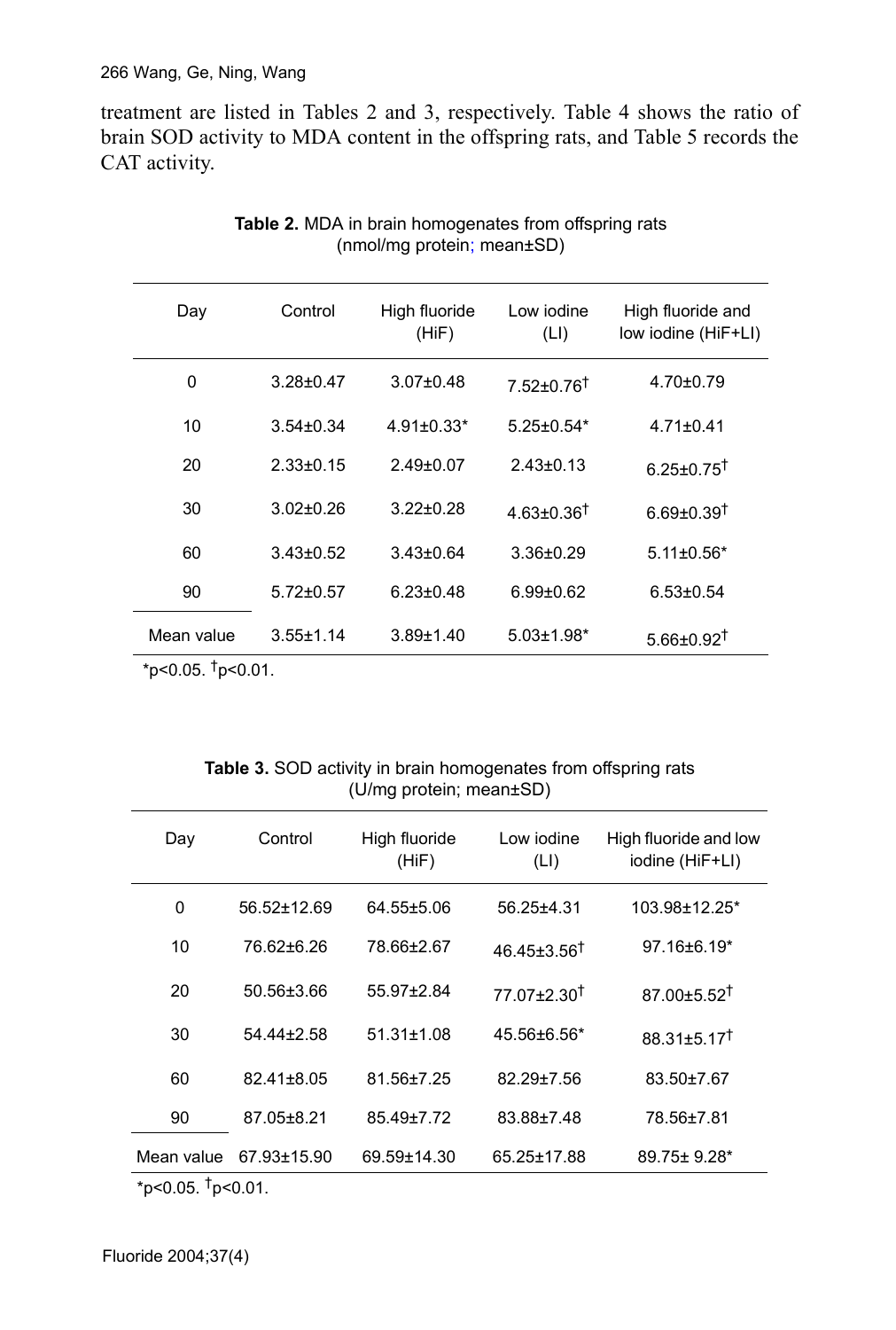treatment are listed in Tables 2 and 3, respectively. Table 4 shows the ratio of brain SOD activity to MDA content in the offspring rats, and Table 5 records the CAT activity.

**Table 2.** MDA in brain homogenates from offspring rats (nmol/mg protein; mean±SD)

| Day | Control | High fluoride (HiF) | Low iodine (LI) | High fluoride and low iodine (HiF+LI) |
|---|---|---|---|---|
| 0 | 3.28±0.47 | 3.07±0.48 | 7.52±0.76† | 4.70±0.79 |
| 10 | 3.54±0.34 | 4.91±0.33* | 5.25±0.54* | 4.71±0.41 |
| 20 | 2.33±0.15 | 2.49±0.07 | 2.43±0.13 | 6.25±0.75† |
| 30 | 3.02±0.26 | 3.22±0.28 | 4.63±0.36† | 6.69±0.39† |
| 60 | 3.43±0.52 | 3.43±0.64 | 3.36±0.29 | 5.11±0.56* |
| 90 | 5.72±0.57 | 6.23±0.48 | 6.99±0.62 | 6.53±0.54 |
| Mean value | 3.55±1.14 | 3.89±1.40 | 5.03±1.98* | 5.66±0.92† |

*$p<0.05$. †$p<0.01$.

**Table 3.** SOD activity in brain homogenates from offspring rats (U/mg protein; mean±SD)

| Day | Control | High fluoride (HiF) | Low iodine (LI) | High fluoride and low iodine (HiF+LI) |
|---|---|---|---|---|
| 0 | 56.52±12.69 | 64.55±5.06 | 56.25±4.31 | 103.98±12.25* |
| 10 | 76.62±6.26 | 78.66±2.67 | 46.45±3.56† | 97.16±6.19* |
| 20 | 50.56±3.66 | 55.97±2.84 | 77.07±2.30† | 87.00±5.52† |
| 30 | 54.44±2.58 | 51.31±1.08 | 45.56±6.56* | 88.31±5.17† |
| 60 | 82.41±8.05 | 81.56±7.25 | 82.29±7.56 | 83.50±7.67 |
| 90 | 87.05±8.21 | 85.49±7.72 | 83.88±7.48 | 78.56±7.81 |
| Mean value | 67.93±15.90 | 69.59±14.30 | 65.25±17.88 | 89.75± 9.28* |

*$p<0.05$. †$p<0.01$.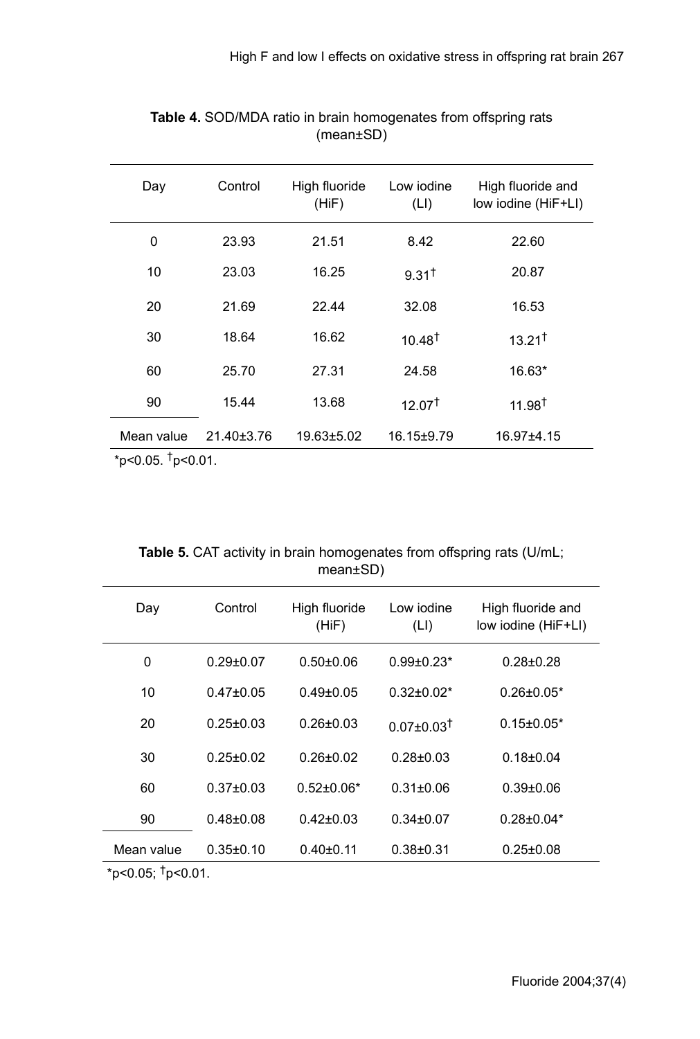**Table 4.** SOD/MDA ratio in brain homogenates from offspring rats (mean±SD)

| Day | Control | High fluoride (HiF) | Low iodine (LI) | High fluoride and low iodine (HiF+LI) |
|---|---|---|---|---|
| 0 | 23.93 | 21.51 | 8.42 | 22.60 |
| 10 | 23.03 | 16.25 | 9.31† | 20.87 |
| 20 | 21.69 | 22.44 | 32.08 | 16.53 |
| 30 | 18.64 | 16.62 | 10.48† | 13.21† |
| 60 | 25.70 | 27.31 | 24.58 | 16.63* |
| 90 | 15.44 | 13.68 | 12.07† | 11.98† |
| Mean value | 21.40±3.76 | 19.63±5.02 | 16.15±9.79 | 16.97±4.15 |

*$p<0.05$. †$p<0.01$.

**Table 5.** CAT activity in brain homogenates from offspring rats (U/mL; mean±SD)

| Day | Control | High fluoride (HiF) | Low iodine (LI) | High fluoride and low iodine (HiF+LI) |
|---|---|---|---|---|
| 0 | 0.29±0.07 | 0.50±0.06 | 0.99±0.23* | 0.28±0.28 |
| 10 | 0.47±0.05 | 0.49±0.05 | 0.32±0.02* | 0.26±0.05* |
| 20 | 0.25±0.03 | 0.26±0.03 | 0.07±0.03† | 0.15±0.05* |
| 30 | 0.25±0.02 | 0.26±0.02 | 0.28±0.03 | 0.18±0.04 |
| 60 | 0.37±0.03 | 0.52±0.06* | 0.31±0.06 | 0.39±0.06 |
| 90 | 0.48±0.08 | 0.42±0.03 | 0.34±0.07 | 0.28±0.04* |
| Mean value | 0.35±0.10 | 0.40±0.11 | 0.38±0.31 | 0.25±0.08 |

*$p<0.05$; †$p<0.01$.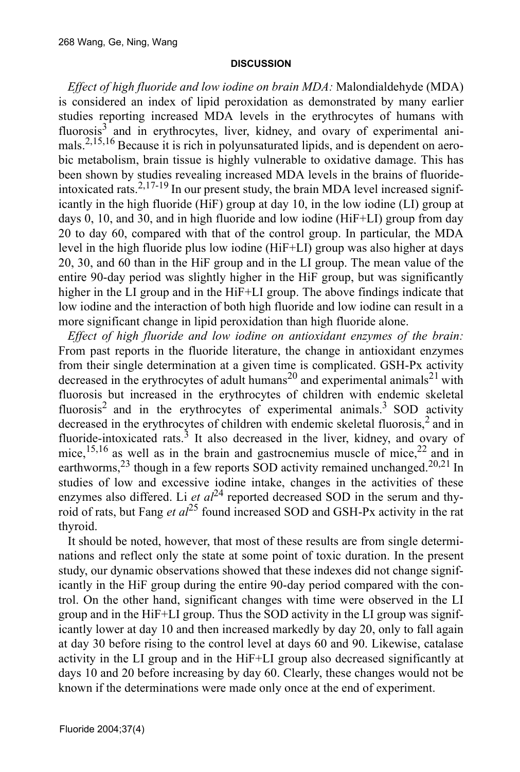## DISCUSSION

*Effect of high fluoride and low iodine on brain MDA:* Malondialdehyde (MDA) is considered an index of lipid peroxidation as demonstrated by many earlier studies reporting increased MDA levels in the erythrocytes of humans with fluorosis[3] and in erythrocytes, liver, kidney, and ovary of experimental animals.[2,15,16] Because it is rich in polyunsaturated lipids, and is dependent on aerobic metabolism, brain tissue is highly vulnerable to oxidative damage. This has been shown by studies revealing increased MDA levels in the brains of fluoride-intoxicated rats.[2,17-19] In our present study, the brain MDA level increased significantly in the high fluoride (HiF) group at day 10, in the low iodine (LI) group at days 0, 10, and 30, and in high fluoride and low iodine (HiF+LI) group from day 20 to day 60, compared with that of the control group. In particular, the MDA level in the high fluoride plus low iodine (HiF+LI) group was also higher at days 20, 30, and 60 than in the HiF group and in the LI group. The mean value of the entire 90-day period was slightly higher in the HiF group, but was significantly higher in the LI group and in the HiF+LI group. The above findings indicate that low iodine and the interaction of both high fluoride and low iodine can result in a more significant change in lipid peroxidation than high fluoride alone.

*Effect of high fluoride and low iodine on antioxidant enzymes of the brain:* From past reports in the fluoride literature, the change in antioxidant enzymes from their single determination at a given time is complicated. GSH-Px activity decreased in the erythrocytes of adult humans[20] and experimental animals[21] with fluorosis but increased in the erythrocytes of children with endemic skeletal fluorosis[2] and in the erythrocytes of experimental animals.[3] SOD activity decreased in the erythrocytes of children with endemic skeletal fluorosis,[2] and in fluoride-intoxicated rats.[3] It also decreased in the liver, kidney, and ovary of mice,[15,16] as well as in the brain and gastrocnemius muscle of mice,[22] and in earthworms,[23] though in a few reports SOD activity remained unchanged.[20,21] In studies of low and excessive iodine intake, changes in the activities of these enzymes also differed. Li *et al*[24] reported decreased SOD in the serum and thyroid of rats, but Fang *et al*[25] found increased SOD and GSH-Px activity in the rat thyroid.

It should be noted, however, that most of these results are from single determinations and reflect only the state at some point of toxic duration. In the present study, our dynamic observations showed that these indexes did not change significantly in the HiF group during the entire 90-day period compared with the control. On the other hand, significant changes with time were observed in the LI group and in the HiF+LI group. Thus the SOD activity in the LI group was significantly lower at day 10 and then increased markedly by day 20, only to fall again at day 30 before rising to the control level at days 60 and 90. Likewise, catalase activity in the LI group and in the HiF+LI group also decreased significantly at days 10 and 20 before increasing by day 60. Clearly, these changes would not be known if the determinations were made only once at the end of experiment.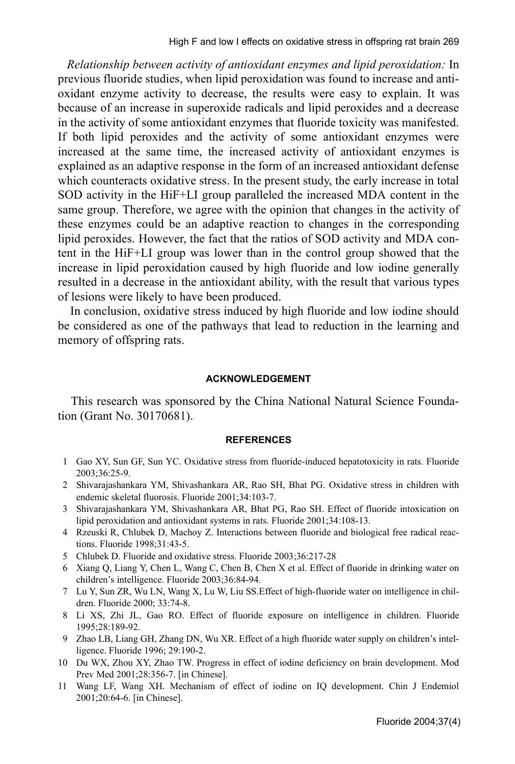*Relationship between activity of antioxidant enzymes and lipid peroxidation:* In previous fluoride studies, when lipid peroxidation was found to increase and antioxidant enzyme activity to decrease, the results were easy to explain. It was because of an increase in superoxide radicals and lipid peroxides and a decrease in the activity of some antioxidant enzymes that fluoride toxicity was manifested. If both lipid peroxides and the activity of some antioxidant enzymes were increased at the same time, the increased activity of antioxidant enzymes is explained as an adaptive response in the form of an increased antioxidant defense which counteracts oxidative stress. In the present study, the early increase in total SOD activity in the HiF+LI group paralleled the increased MDA content in the same group. Therefore, we agree with the opinion that changes in the activity of these enzymes could be an adaptive reaction to changes in the corresponding lipid peroxides. However, the fact that the ratios of SOD activity and MDA content in the HiF+LI group was lower than in the control group showed that the increase in lipid peroxidation caused by high fluoride and low iodine generally resulted in a decrease in the antioxidant ability, with the result that various types of lesions were likely to have been produced.

In conclusion, oxidative stress induced by high fluoride and low iodine should be considered as one of the pathways that lead to reduction in the learning and memory of offspring rats.

## ACKNOWLEDGEMENT

This research was sponsored by the China National Natural Science Foundation (Grant No. 30170681).

## REFERENCES

1. Gao XY, Sun GF, Sun YC. Oxidative stress from fluoride-induced hepatotoxicity in rats. Fluoride 2003;36:25-9.
2. Shivarajashankara YM, Shivashankara AR, Rao SH, Bhat PG. Oxidative stress in children with endemic skeletal fluorosis. Fluoride 2001;34:103-7.
3. Shivarajashankara YM, Shivashankara AR, Bhat PG, Rao SH. Effect of fluoride intoxication on lipid peroxidation and antioxidant systems in rats. Fluoride 2001;34:108-13.
4. Rzeuski R, Chlubek D, Machoy Z. Interactions between fluoride and biological free radical reactions. Fluoride 1998;31:43-5.
5. Chlubek D. Fluoride and oxidative stress. Fluoride 2003;36:217-28
6. Xiang Q, Liang Y, Chen L, Wang C, Chen B, Chen X et al. Effect of fluoride in drinking water on children's intelligence. Fluoride 2003;36:84-94.
7. Lu Y, Sun ZR, Wu LN, Wang X, Lu W, Liu SS.Effect of high-fluoride water on intelligence in children. Fluoride 2000; 33:74-8.
8. Li XS, Zhi JL, Gao RO. Effect of fluoride exposure on intelligence in children. Fluoride 1995;28:189-92.
9. Zhao LB, Liang GH, Zhang DN, Wu XR. Effect of a high fluoride water supply on children's intelligence. Fluoride 1996; 29:190-2.
10. Du WX, Zhou XY, Zhao TW. Progress in effect of iodine deficiency on brain development. Mod Prev Med 2001;28:356-7. [in Chinese].
11. Wang LF, Wang XH. Mechanism of effect of iodine on IQ development. Chin J Endemiol 2001;20:64-6. [in Chinese].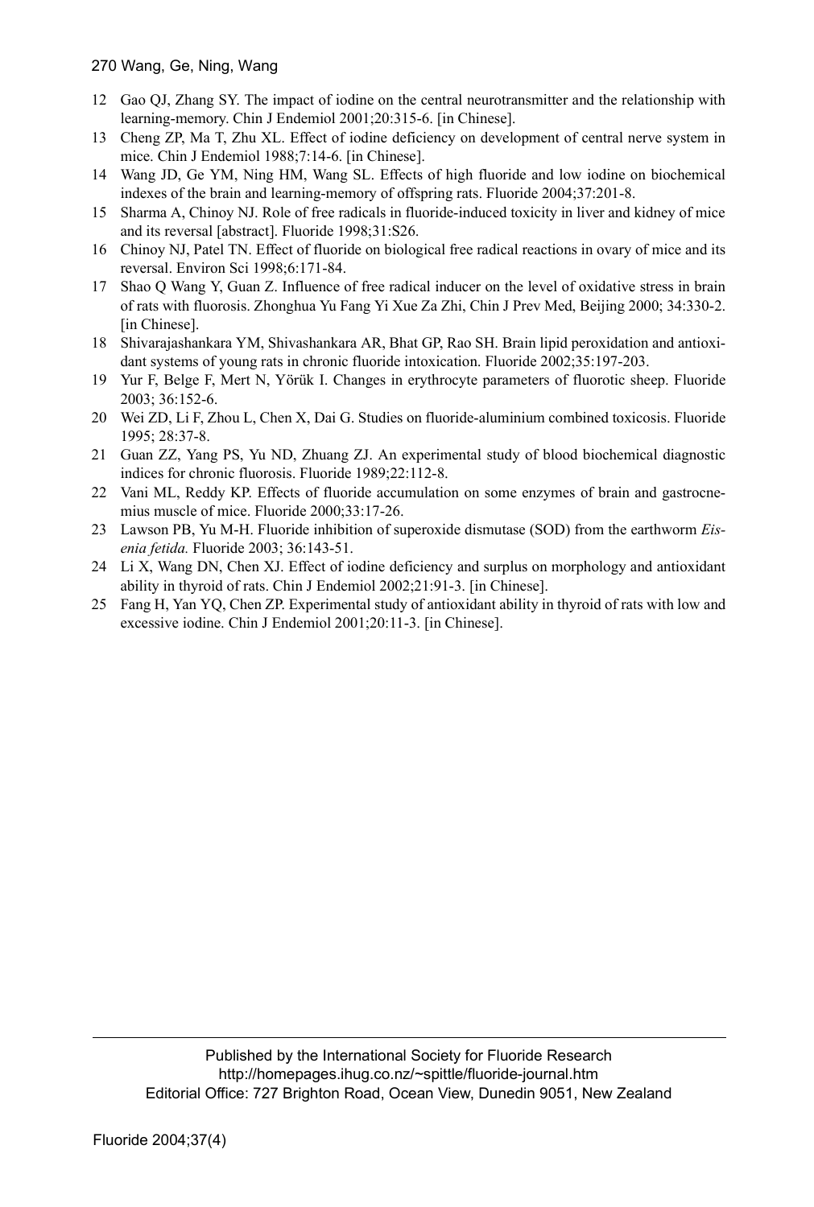12 Gao QJ, Zhang SY. The impact of iodine on the central neurotransmitter and the relationship with learning-memory. Chin J Endemiol 2001;20:315-6. [in Chinese].

13 Cheng ZP, Ma T, Zhu XL. Effect of iodine deficiency on development of central nerve system in mice. Chin J Endemiol 1988;7:14-6. [in Chinese].

14 Wang JD, Ge YM, Ning HM, Wang SL. Effects of high fluoride and low iodine on biochemical indexes of the brain and learning-memory of offspring rats. Fluoride 2004;37:201-8.

15 Sharma A, Chinoy NJ. Role of free radicals in fluoride-induced toxicity in liver and kidney of mice and its reversal [abstract]. Fluoride 1998;31:S26.

16 Chinoy NJ, Patel TN. Effect of fluoride on biological free radical reactions in ovary of mice and its reversal. Environ Sci 1998;6:171-84.

17 Shao Q Wang Y, Guan Z. Influence of free radical inducer on the level of oxidative stress in brain of rats with fluorosis. Zhonghua Yu Fang Yi Xue Za Zhi, Chin J Prev Med, Beijing 2000; 34:330-2. [in Chinese].

18 Shivarajashankara YM, Shivashankara AR, Bhat GP, Rao SH. Brain lipid peroxidation and antioxidant systems of young rats in chronic fluoride intoxication. Fluoride 2002;35:197-203.

19 Yur F, Belge F, Mert N, Yörük I. Changes in erythrocyte parameters of fluorotic sheep. Fluoride 2003; 36:152-6.

20 Wei ZD, Li F, Zhou L, Chen X, Dai G. Studies on fluoride-aluminium combined toxicosis. Fluoride 1995; 28:37-8.

21 Guan ZZ, Yang PS, Yu ND, Zhuang ZJ. An experimental study of blood biochemical diagnostic indices for chronic fluorosis. Fluoride 1989;22:112-8.

22 Vani ML, Reddy KP. Effects of fluoride accumulation on some enzymes of brain and gastrocnemius muscle of mice. Fluoride 2000;33:17-26.

23 Lawson PB, Yu M-H. Fluoride inhibition of superoxide dismutase (SOD) from the earthworm *Eisenia fetida.* Fluoride 2003; 36:143-51.

24 Li X, Wang DN, Chen XJ. Effect of iodine deficiency and surplus on morphology and antioxidant ability in thyroid of rats. Chin J Endemiol 2002;21:91-3. [in Chinese].

25 Fang H, Yan YQ, Chen ZP. Experimental study of antioxidant ability in thyroid of rats with low and excessive iodine. Chin J Endemiol 2001;20:11-3. [in Chinese].